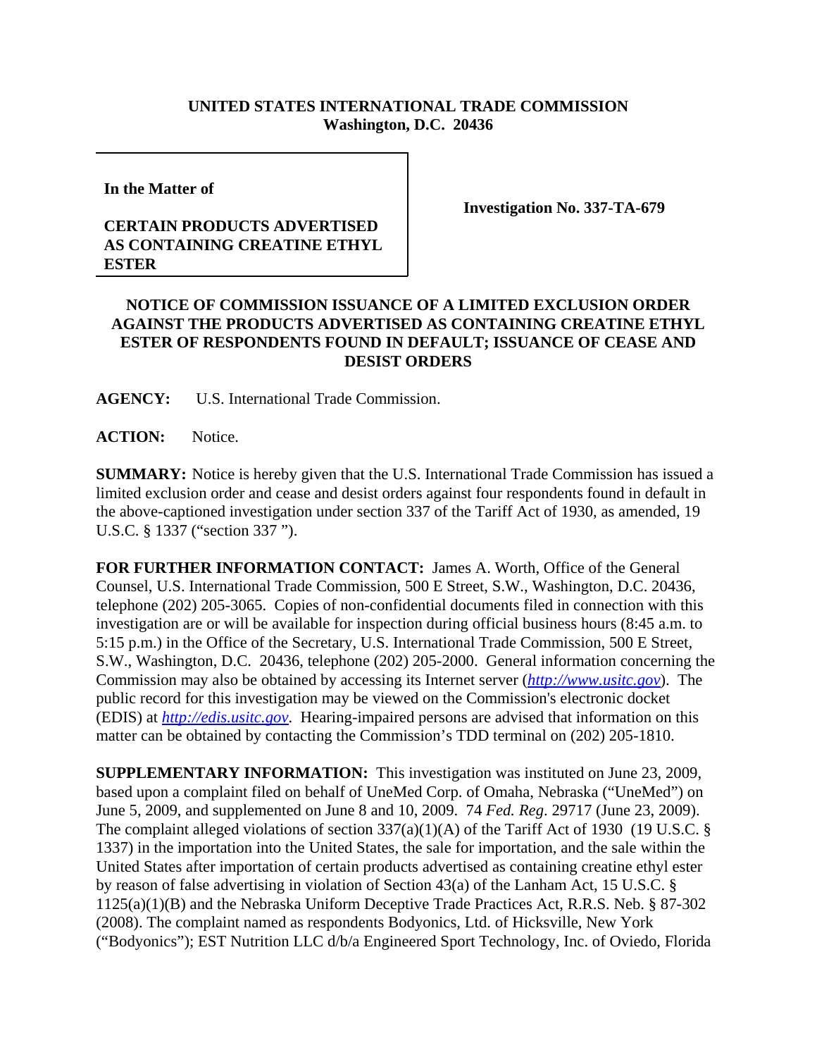**UNITED STATES INTERNATIONAL TRADE COMMISSION**
**Washington, D.C. 20436**

**In the Matter of**

**CERTAIN PRODUCTS ADVERTISED AS CONTAINING CREATINE ETHYL ESTER**

**Investigation No. 337-TA-679**

## NOTICE OF COMMISSION ISSUANCE OF A LIMITED EXCLUSION ORDER AGAINST THE PRODUCTS ADVERTISED AS CONTAINING CREATINE ETHYL ESTER OF RESPONDENTS FOUND IN DEFAULT; ISSUANCE OF CEASE AND DESIST ORDERS

**AGENCY:** U.S. International Trade Commission.

**ACTION:** Notice.

**SUMMARY:** Notice is hereby given that the U.S. International Trade Commission has issued a limited exclusion order and cease and desist orders against four respondents found in default in the above-captioned investigation under section 337 of the Tariff Act of 1930, as amended, 19 U.S.C. § 1337 ("section 337 ").

**FOR FURTHER INFORMATION CONTACT:** James A. Worth, Office of the General Counsel, U.S. International Trade Commission, 500 E Street, S.W., Washington, D.C. 20436, telephone (202) 205-3065. Copies of non-confidential documents filed in connection with this investigation are or will be available for inspection during official business hours (8:45 a.m. to 5:15 p.m.) in the Office of the Secretary, U.S. International Trade Commission, 500 E Street, S.W., Washington, D.C. 20436, telephone (202) 205-2000. General information concerning the Commission may also be obtained by accessing its Internet server (*http://www.usitc.gov*). The public record for this investigation may be viewed on the Commission's electronic docket (EDIS) at *http://edis.usitc.gov*. Hearing-impaired persons are advised that information on this matter can be obtained by contacting the Commission's TDD terminal on (202) 205-1810.

**SUPPLEMENTARY INFORMATION:** This investigation was instituted on June 23, 2009, based upon a complaint filed on behalf of UneMed Corp. of Omaha, Nebraska ("UneMed") on June 5, 2009, and supplemented on June 8 and 10, 2009. 74 *Fed. Reg*. 29717 (June 23, 2009). The complaint alleged violations of section 337(a)(1)(A) of the Tariff Act of 1930 (19 U.S.C. § 1337) in the importation into the United States, the sale for importation, and the sale within the United States after importation of certain products advertised as containing creatine ethyl ester by reason of false advertising in violation of Section 43(a) of the Lanham Act, 15 U.S.C. § 1125(a)(1)(B) and the Nebraska Uniform Deceptive Trade Practices Act, R.R.S. Neb. § 87-302 (2008). The complaint named as respondents Bodyonics, Ltd. of Hicksville, New York ("Bodyonics"); EST Nutrition LLC d/b/a Engineered Sport Technology, Inc. of Oviedo, Florida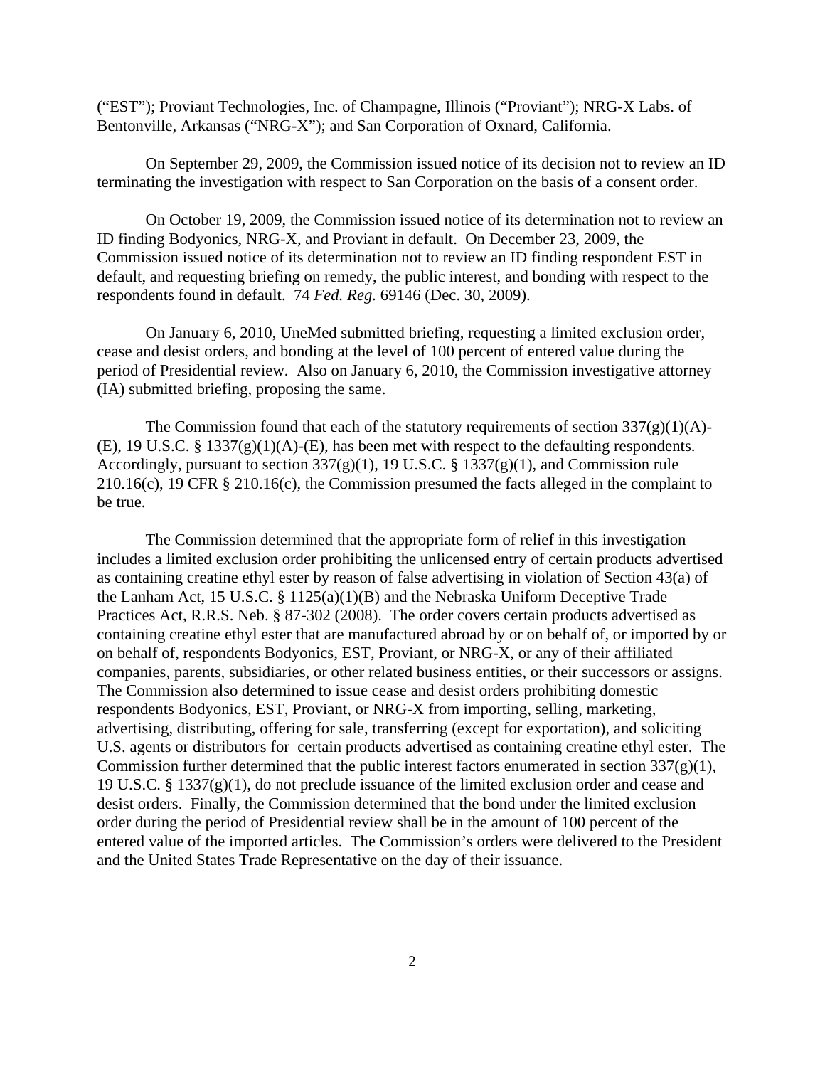("EST"); Proviant Technologies, Inc. of Champagne, Illinois ("Proviant"); NRG-X Labs. of Bentonville, Arkansas ("NRG-X"); and San Corporation of Oxnard, California.

On September 29, 2009, the Commission issued notice of its decision not to review an ID terminating the investigation with respect to San Corporation on the basis of a consent order.

On October 19, 2009, the Commission issued notice of its determination not to review an ID finding Bodyonics, NRG-X, and Proviant in default. On December 23, 2009, the Commission issued notice of its determination not to review an ID finding respondent EST in default, and requesting briefing on remedy, the public interest, and bonding with respect to the respondents found in default. 74 *Fed. Reg.* 69146 (Dec. 30, 2009).

On January 6, 2010, UneMed submitted briefing, requesting a limited exclusion order, cease and desist orders, and bonding at the level of 100 percent of entered value during the period of Presidential review. Also on January 6, 2010, the Commission investigative attorney (IA) submitted briefing, proposing the same.

The Commission found that each of the statutory requirements of section 337(g)(1)(A)-(E), 19 U.S.C. § 1337(g)(1)(A)-(E), has been met with respect to the defaulting respondents. Accordingly, pursuant to section 337(g)(1), 19 U.S.C. § 1337(g)(1), and Commission rule 210.16(c), 19 CFR § 210.16(c), the Commission presumed the facts alleged in the complaint to be true.

The Commission determined that the appropriate form of relief in this investigation includes a limited exclusion order prohibiting the unlicensed entry of certain products advertised as containing creatine ethyl ester by reason of false advertising in violation of Section 43(a) of the Lanham Act, 15 U.S.C. § 1125(a)(1)(B) and the Nebraska Uniform Deceptive Trade Practices Act, R.R.S. Neb. § 87-302 (2008). The order covers certain products advertised as containing creatine ethyl ester that are manufactured abroad by or on behalf of, or imported by or on behalf of, respondents Bodyonics, EST, Proviant, or NRG-X, or any of their affiliated companies, parents, subsidiaries, or other related business entities, or their successors or assigns. The Commission also determined to issue cease and desist orders prohibiting domestic respondents Bodyonics, EST, Proviant, or NRG-X from importing, selling, marketing, advertising, distributing, offering for sale, transferring (except for exportation), and soliciting U.S. agents or distributors for certain products advertised as containing creatine ethyl ester. The Commission further determined that the public interest factors enumerated in section 337(g)(1), 19 U.S.C. § 1337(g)(1), do not preclude issuance of the limited exclusion order and cease and desist orders. Finally, the Commission determined that the bond under the limited exclusion order during the period of Presidential review shall be in the amount of 100 percent of the entered value of the imported articles. The Commission's orders were delivered to the President and the United States Trade Representative on the day of their issuance.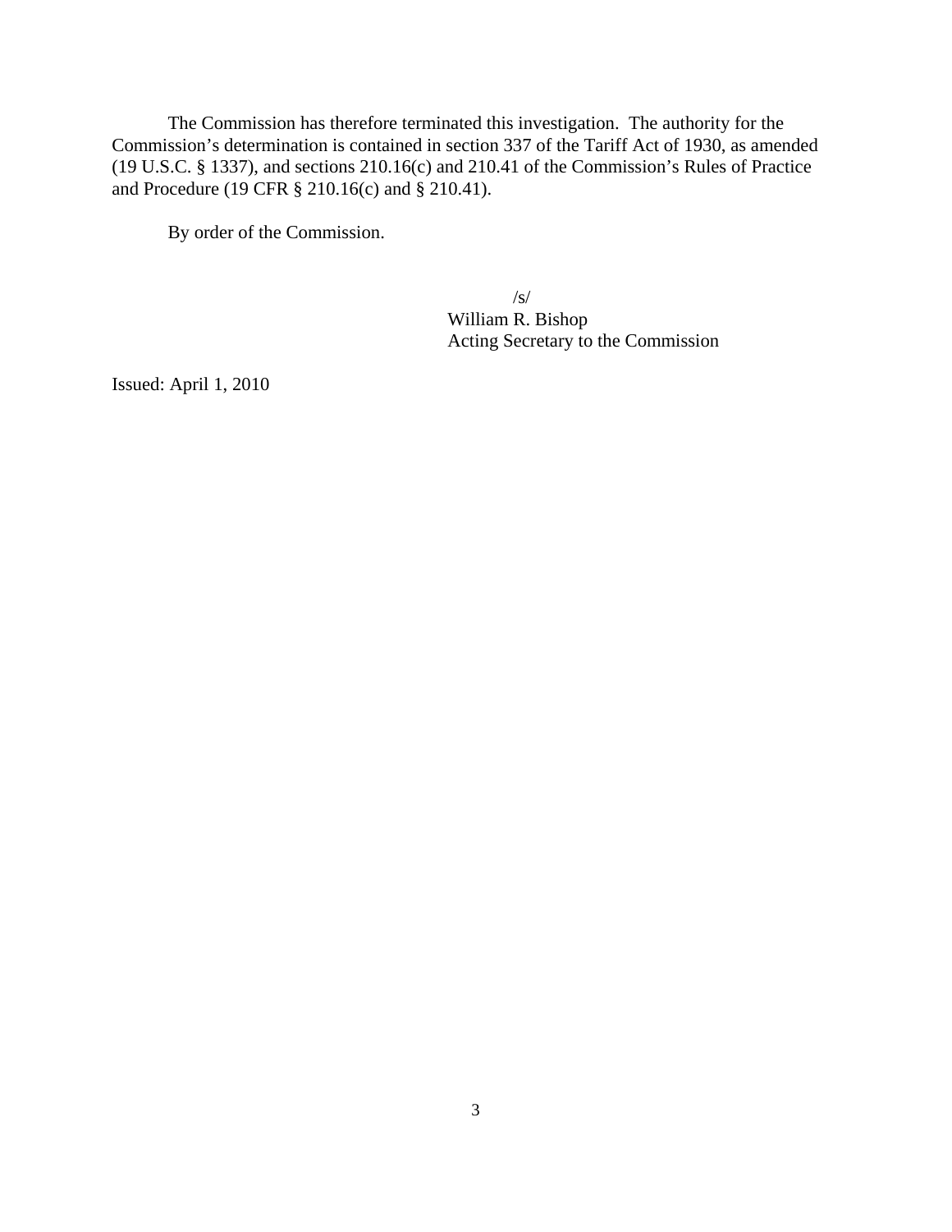The Commission has therefore terminated this investigation. The authority for the Commission's determination is contained in section 337 of the Tariff Act of 1930, as amended (19 U.S.C. § 1337), and sections 210.16(c) and 210.41 of the Commission's Rules of Practice and Procedure (19 CFR § 210.16(c) and § 210.41).

By order of the Commission.

/s/
William R. Bishop
Acting Secretary to the Commission

Issued: April 1, 2010